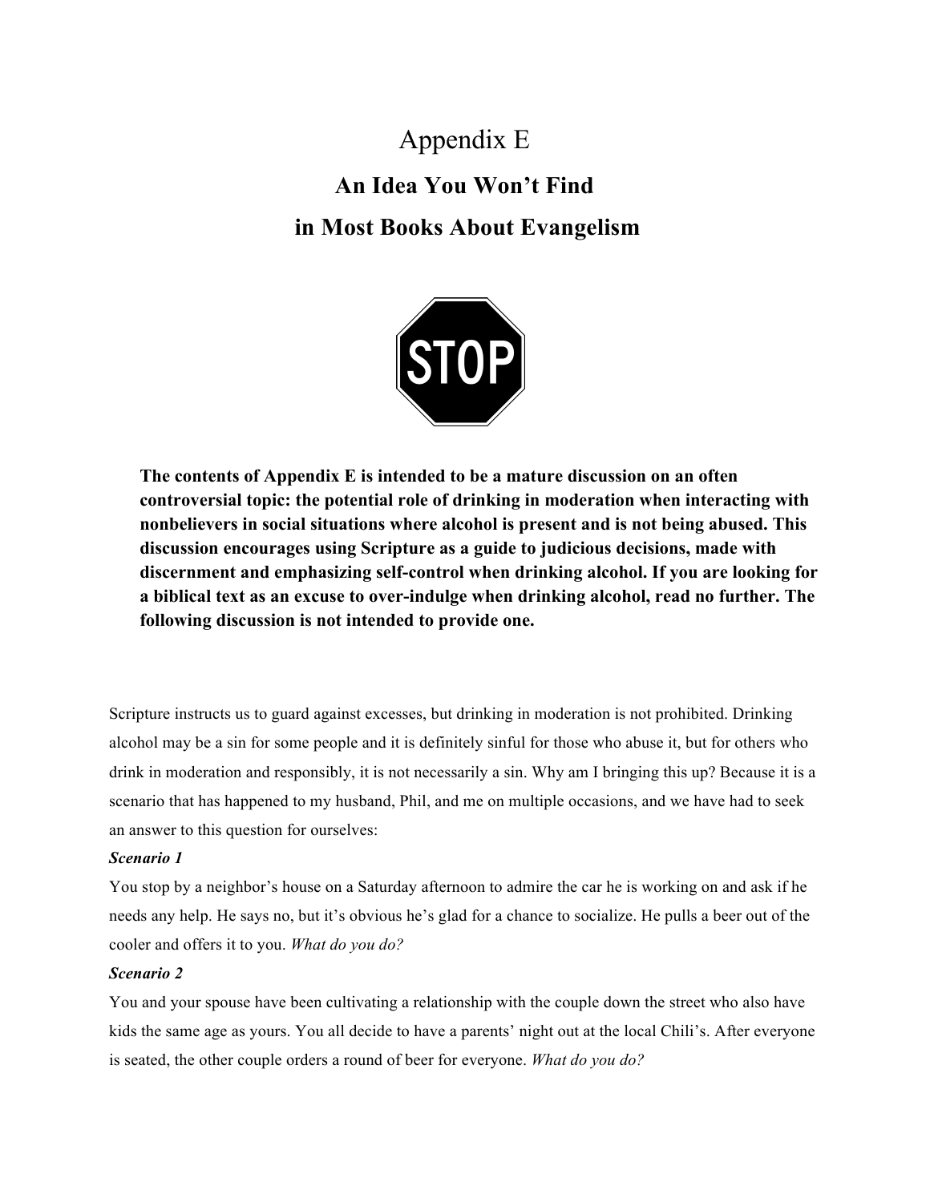# Appendix E

## An Idea You Won't Find in Most Books About Evangelism

STOP

**The contents of Appendix E is intended to be a mature discussion on an often controversial topic: the potential role of drinking in moderation when interacting with nonbelievers in social situations where alcohol is present and is not being abused. This discussion encourages using Scripture as a guide to judicious decisions, made with discernment and emphasizing self-control when drinking alcohol. If you are looking for a biblical text as an excuse to over-indulge when drinking alcohol, read no further. The following discussion is not intended to provide one.**

Scripture instructs us to guard against excesses, but drinking in moderation is not prohibited. Drinking alcohol may be a sin for some people and it is definitely sinful for those who abuse it, but for others who drink in moderation and responsibly, it is not necessarily a sin. Why am I bringing this up? Because it is a scenario that has happened to my husband, Phil, and me on multiple occasions, and we have had to seek an answer to this question for ourselves:

***Scenario 1***

You stop by a neighbor's house on a Saturday afternoon to admire the car he is working on and ask if he needs any help. He says no, but it's obvious he's glad for a chance to socialize. He pulls a beer out of the cooler and offers it to you. *What do you do?*

***Scenario 2***

You and your spouse have been cultivating a relationship with the couple down the street who also have kids the same age as yours. You all decide to have a parents' night out at the local Chili's. After everyone is seated, the other couple orders a round of beer for everyone. *What do you do?*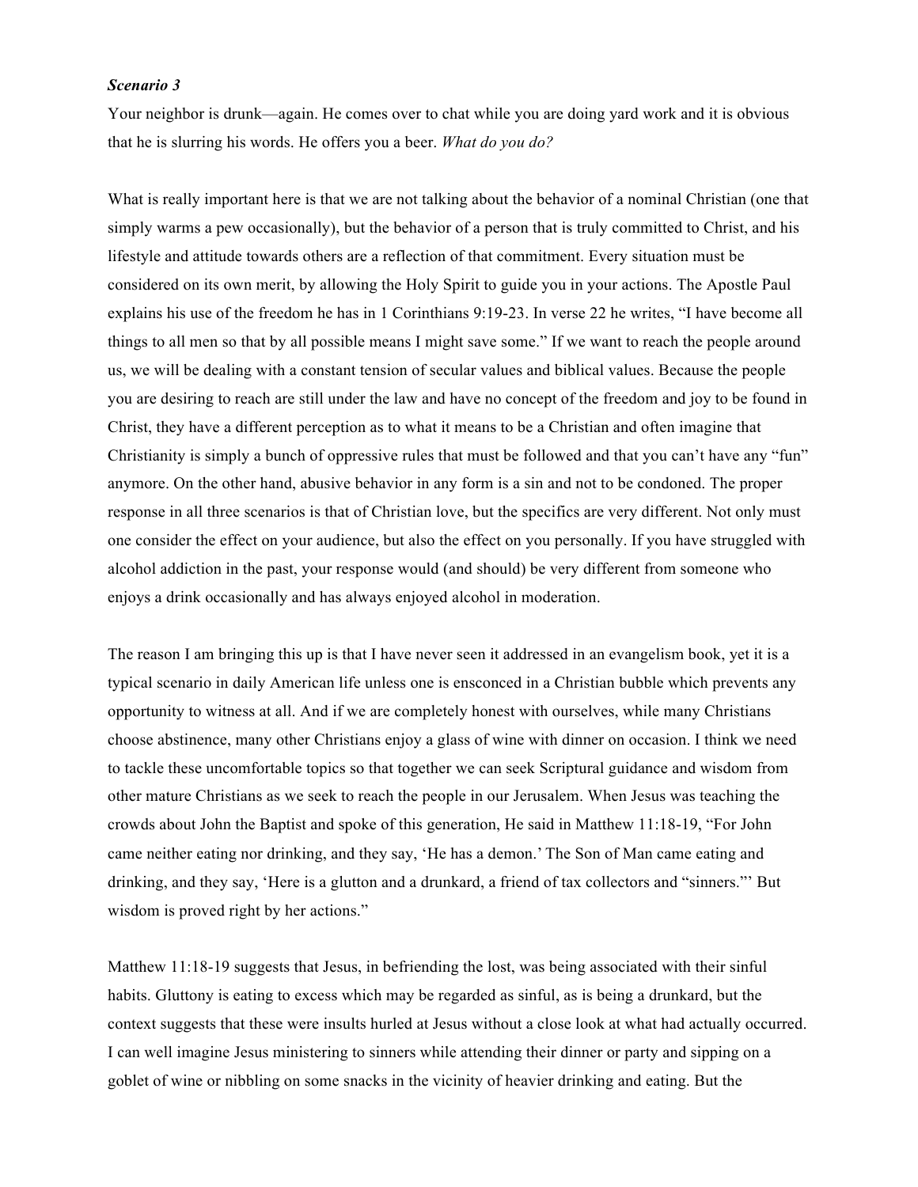***Scenario 3***

Your neighbor is drunk—again. He comes over to chat while you are doing yard work and it is obvious that he is slurring his words. He offers you a beer. *What do you do?*

What is really important here is that we are not talking about the behavior of a nominal Christian (one that simply warms a pew occasionally), but the behavior of a person that is truly committed to Christ, and his lifestyle and attitude towards others are a reflection of that commitment. Every situation must be considered on its own merit, by allowing the Holy Spirit to guide you in your actions. The Apostle Paul explains his use of the freedom he has in 1 Corinthians 9:19-23. In verse 22 he writes, "I have become all things to all men so that by all possible means I might save some." If we want to reach the people around us, we will be dealing with a constant tension of secular values and biblical values. Because the people you are desiring to reach are still under the law and have no concept of the freedom and joy to be found in Christ, they have a different perception as to what it means to be a Christian and often imagine that Christianity is simply a bunch of oppressive rules that must be followed and that you can't have any "fun" anymore. On the other hand, abusive behavior in any form is a sin and not to be condoned. The proper response in all three scenarios is that of Christian love, but the specifics are very different. Not only must one consider the effect on your audience, but also the effect on you personally. If you have struggled with alcohol addiction in the past, your response would (and should) be very different from someone who enjoys a drink occasionally and has always enjoyed alcohol in moderation.

The reason I am bringing this up is that I have never seen it addressed in an evangelism book, yet it is a typical scenario in daily American life unless one is ensconced in a Christian bubble which prevents any opportunity to witness at all. And if we are completely honest with ourselves, while many Christians choose abstinence, many other Christians enjoy a glass of wine with dinner on occasion. I think we need to tackle these uncomfortable topics so that together we can seek Scriptural guidance and wisdom from other mature Christians as we seek to reach the people in our Jerusalem. When Jesus was teaching the crowds about John the Baptist and spoke of this generation, He said in Matthew 11:18-19, "For John came neither eating nor drinking, and they say, 'He has a demon.' The Son of Man came eating and drinking, and they say, 'Here is a glutton and a drunkard, a friend of tax collectors and "sinners."' But wisdom is proved right by her actions."

Matthew 11:18-19 suggests that Jesus, in befriending the lost, was being associated with their sinful habits. Gluttony is eating to excess which may be regarded as sinful, as is being a drunkard, but the context suggests that these were insults hurled at Jesus without a close look at what had actually occurred. I can well imagine Jesus ministering to sinners while attending their dinner or party and sipping on a goblet of wine or nibbling on some snacks in the vicinity of heavier drinking and eating. But the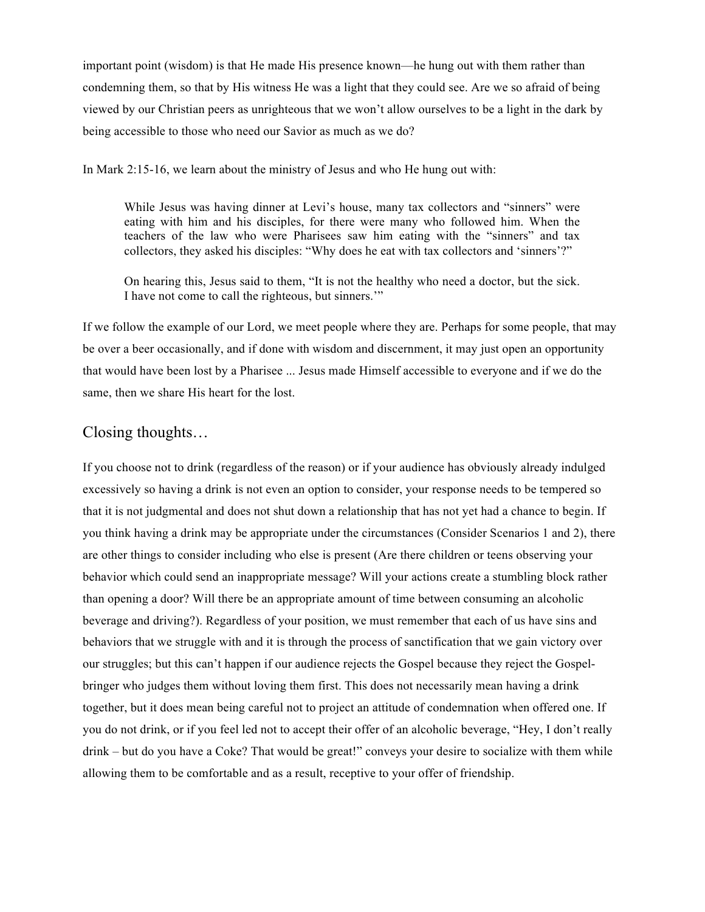important point (wisdom) is that He made His presence known—he hung out with them rather than condemning them, so that by His witness He was a light that they could see. Are we so afraid of being viewed by our Christian peers as unrighteous that we won't allow ourselves to be a light in the dark by being accessible to those who need our Savior as much as we do?

In Mark 2:15-16, we learn about the ministry of Jesus and who He hung out with:

> While Jesus was having dinner at Levi's house, many tax collectors and "sinners" were eating with him and his disciples, for there were many who followed him. When the teachers of the law who were Pharisees saw him eating with the "sinners" and tax collectors, they asked his disciples: "Why does he eat with tax collectors and 'sinners'?"
>
> On hearing this, Jesus said to them, "It is not the healthy who need a doctor, but the sick. I have not come to call the righteous, but sinners.'"

If we follow the example of our Lord, we meet people where they are. Perhaps for some people, that may be over a beer occasionally, and if done with wisdom and discernment, it may just open an opportunity that would have been lost by a Pharisee ... Jesus made Himself accessible to everyone and if we do the same, then we share His heart for the lost.

## Closing thoughts…

If you choose not to drink (regardless of the reason) or if your audience has obviously already indulged excessively so having a drink is not even an option to consider, your response needs to be tempered so that it is not judgmental and does not shut down a relationship that has not yet had a chance to begin. If you think having a drink may be appropriate under the circumstances (Consider Scenarios 1 and 2), there are other things to consider including who else is present (Are there children or teens observing your behavior which could send an inappropriate message? Will your actions create a stumbling block rather than opening a door? Will there be an appropriate amount of time between consuming an alcoholic beverage and driving?). Regardless of your position, we must remember that each of us have sins and behaviors that we struggle with and it is through the process of sanctification that we gain victory over our struggles; but this can't happen if our audience rejects the Gospel because they reject the Gospel-bringer who judges them without loving them first. This does not necessarily mean having a drink together, but it does mean being careful not to project an attitude of condemnation when offered one. If you do not drink, or if you feel led not to accept their offer of an alcoholic beverage, "Hey, I don't really drink – but do you have a Coke? That would be great!" conveys your desire to socialize with them while allowing them to be comfortable and as a result, receptive to your offer of friendship.